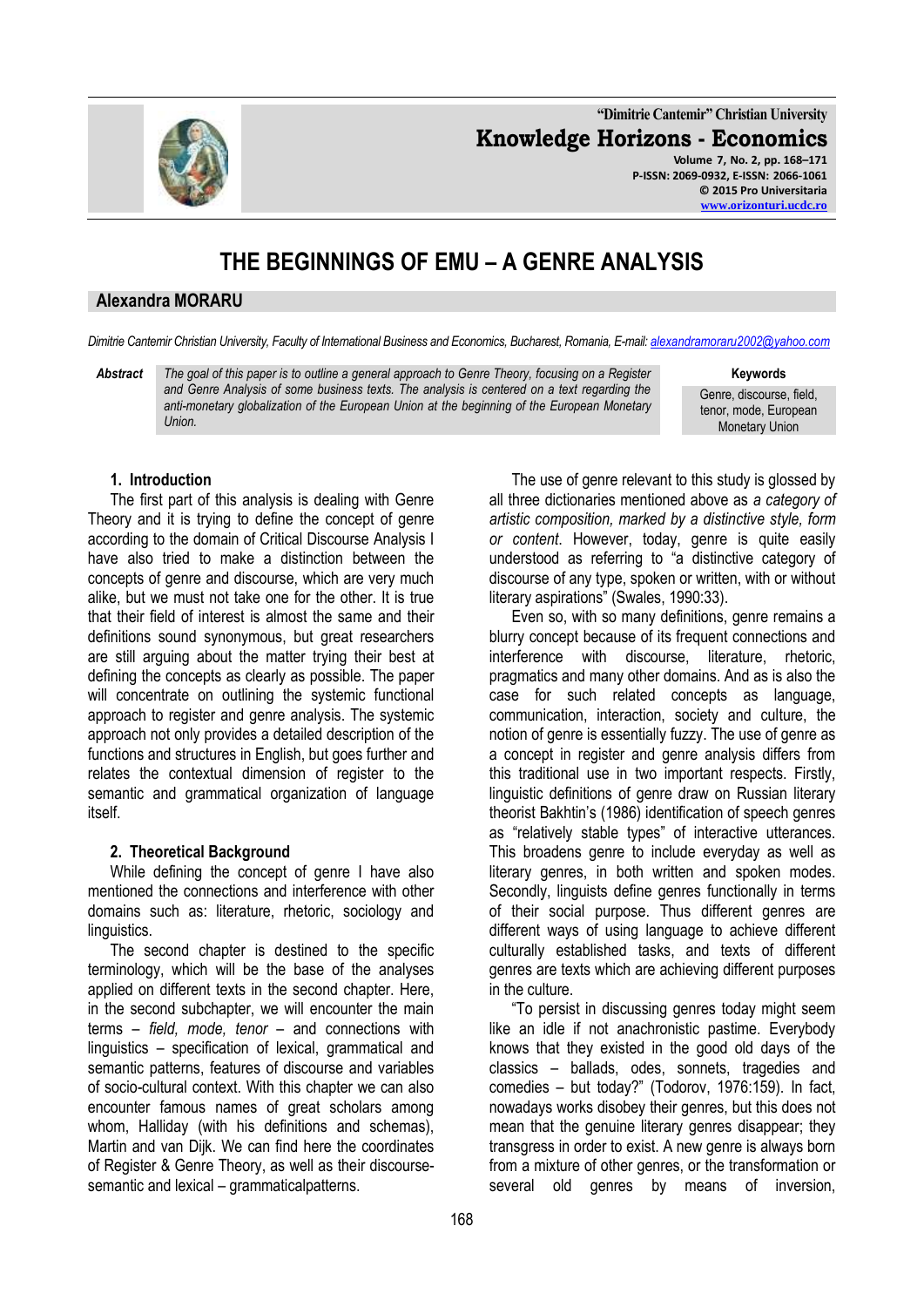# THE BEGINNINGS OF EMU – A GENRE ANALYSIS

**Alexandra MORARU**

*Dimitrie Cantemir Christian University, Faculty of International Business and Economics, Bucharest, Romania, E-mail: alexandramoraru2002@yahoo.com*

**Abstract** *The goal of this paper is to outline a general approach to Genre Theory, focusing on a Register and Genre Analysis of some business texts. The analysis is centered on a text regarding the anti-monetary globalization of the European Union at the beginning of the European Monetary Union.*

**Keywords**
Genre, discourse, field, tenor, mode, European Monetary Union

## 1. Introduction

The first part of this analysis is dealing with Genre Theory and it is trying to define the concept of genre according to the domain of Critical Discourse Analysis I have also tried to make a distinction between the concepts of genre and discourse, which are very much alike, but we must not take one for the other. It is true that their field of interest is almost the same and their definitions sound synonymous, but great researchers are still arguing about the matter trying their best at defining the concepts as clearly as possible. The paper will concentrate on outlining the systemic functional approach to register and genre analysis. The systemic approach not only provides a detailed description of the functions and structures in English, but goes further and relates the contextual dimension of register to the semantic and grammatical organization of language itself.

## 2. Theoretical Background

While defining the concept of genre I have also mentioned the connections and interference with other domains such as: literature, rhetoric, sociology and linguistics.

The second chapter is destined to the specific terminology, which will be the base of the analyses applied on different texts in the second chapter. Here, in the second subchapter, we will encounter the main terms – *field, mode, tenor* – and connections with linguistics – specification of lexical, grammatical and semantic patterns, features of discourse and variables of socio-cultural context. With this chapter we can also encounter famous names of great scholars among whom, Halliday (with his definitions and schemas), Martin and van Dijk. We can find here the coordinates of Register & Genre Theory, as well as their discourse-semantic and lexical – grammaticalpatterns.

The use of genre relevant to this study is glossed by all three dictionaries mentioned above as *a category of artistic composition, marked by a distinctive style, form or content*. However, today, genre is quite easily understood as referring to "a distinctive category of discourse of any type, spoken or written, with or without literary aspirations" (Swales, 1990:33).

Even so, with so many definitions, genre remains a blurry concept because of its frequent connections and interference with discourse, literature, rhetoric, pragmatics and many other domains. And as is also the case for such related concepts as language, communication, interaction, society and culture, the notion of genre is essentially fuzzy. The use of genre as a concept in register and genre analysis differs from this traditional use in two important respects. Firstly, linguistic definitions of genre draw on Russian literary theorist Bakhtin's (1986) identification of speech genres as "relatively stable types" of interactive utterances. This broadens genre to include everyday as well as literary genres, in both written and spoken modes. Secondly, linguists define genres functionally in terms of their social purpose. Thus different genres are different ways of using language to achieve different culturally established tasks, and texts of different genres are texts which are achieving different purposes in the culture.

"To persist in discussing genres today might seem like an idle if not anachronistic pastime. Everybody knows that they existed in the good old days of the classics – ballads, odes, sonnets, tragedies and comedies – but today?" (Todorov, 1976:159). In fact, nowadays works disobey their genres, but this does not mean that the genuine literary genres disappear; they transgress in order to exist. A new genre is always born from a mixture of other genres, or the transformation or several old genres by means of inversion,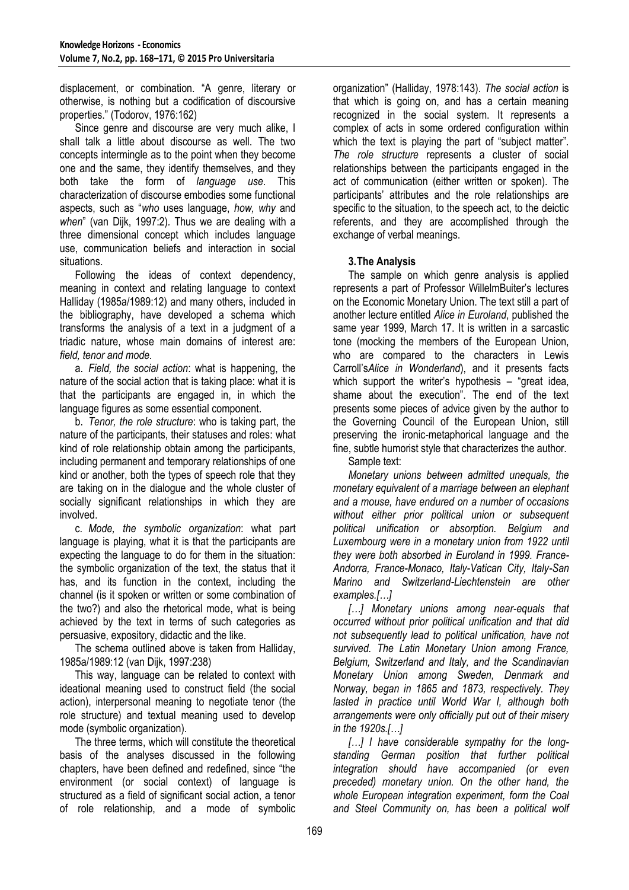displacement, or combination. "A genre, literary or otherwise, is nothing but a codification of discoursive properties." (Todorov, 1976:162)

Since genre and discourse are very much alike, I shall talk a little about discourse as well. The two concepts intermingle as to the point when they become one and the same, they identify themselves, and they both take the form of *language use*. This characterization of discourse embodies some functional aspects, such as "*who* uses language, *how, why* and *when*" (van Dijk, 1997:2). Thus we are dealing with a three dimensional concept which includes language use, communication beliefs and interaction in social situations.

Following the ideas of context dependency, meaning in context and relating language to context Halliday (1985a/1989:12) and many others, included in the bibliography, have developed a schema which transforms the analysis of a text in a judgment of a triadic nature, whose main domains of interest are: *field, tenor and mode.*

a. *Field, the social action*: what is happening, the nature of the social action that is taking place: what it is that the participants are engaged in, in which the language figures as some essential component.

b. *Tenor, the role structure*: who is taking part, the nature of the participants, their statuses and roles: what kind of role relationship obtain among the participants, including permanent and temporary relationships of one kind or another, both the types of speech role that they are taking on in the dialogue and the whole cluster of socially significant relationships in which they are involved.

c. *Mode, the symbolic organization*: what part language is playing, what it is that the participants are expecting the language to do for them in the situation: the symbolic organization of the text, the status that it has, and its function in the context, including the channel (is it spoken or written or some combination of the two?) and also the rhetorical mode, what is being achieved by the text in terms of such categories as persuasive, expository, didactic and the like.

The schema outlined above is taken from Halliday, 1985a/1989:12 (van Dijk, 1997:238)

This way, language can be related to context with ideational meaning used to construct field (the social action), interpersonal meaning to negotiate tenor (the role structure) and textual meaning used to develop mode (symbolic organization).

The three terms, which will constitute the theoretical basis of the analyses discussed in the following chapters, have been defined and redefined, since "the environment (or social context) of language is structured as a field of significant social action, a tenor of role relationship, and a mode of symbolic organization" (Halliday, 1978:143). *The social action* is that which is going on, and has a certain meaning recognized in the social system. It represents a complex of acts in some ordered configuration within which the text is playing the part of "subject matter". *The role structure* represents a cluster of social relationships between the participants engaged in the act of communication (either written or spoken). The participants' attributes and the role relationships are specific to the situation, to the speech act, to the deictic referents, and they are accomplished through the exchange of verbal meanings.

## 3. The Analysis

The sample on which genre analysis is applied represents a part of Professor WillelmBuiter's lectures on the Economic Monetary Union. The text still a part of another lecture entitled *Alice in Euroland*, published the same year 1999, March 17. It is written in a sarcastic tone (mocking the members of the European Union, who are compared to the characters in Lewis Carroll's*Alice in Wonderland*), and it presents facts which support the writer's hypothesis – "great idea, shame about the execution". The end of the text presents some pieces of advice given by the author to the Governing Council of the European Union, still preserving the ironic-metaphorical language and the fine, subtle humorist style that characterizes the author.

Sample text:

*Monetary unions between admitted unequals, the monetary equivalent of a marriage between an elephant and a mouse, have endured on a number of occasions without either prior political union or subsequent political unification or absorption. Belgium and Luxembourg were in a monetary union from 1922 until they were both absorbed in Euroland in 1999. France-Andorra, France-Monaco, Italy-Vatican City, Italy-San Marino and Switzerland-Liechtenstein are other examples.[…]*

*[…] Monetary unions among near-equals that occurred without prior political unification and that did not subsequently lead to political unification, have not survived. The Latin Monetary Union among France, Belgium, Switzerland and Italy, and the Scandinavian Monetary Union among Sweden, Denmark and Norway, began in 1865 and 1873, respectively. They lasted in practice until World War I, although both arrangements were only officially put out of their misery in the 1920s.[…]*

*[…] I have considerable sympathy for the long-standing German position that further political integration should have accompanied (or even preceded) monetary union. On the other hand, the whole European integration experiment, form the Coal and Steel Community on, has been a political wolf*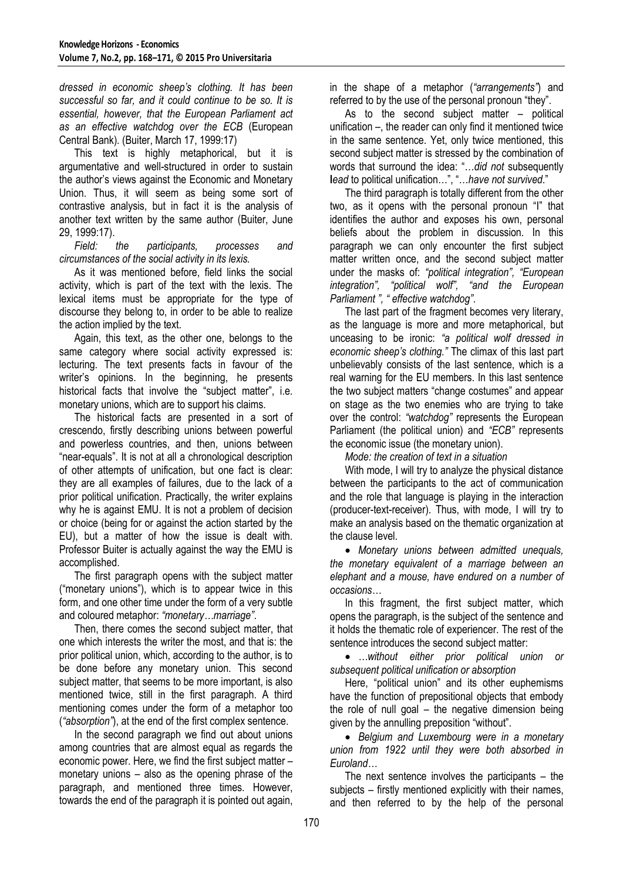*dressed in economic sheep's clothing. It has been successful so far, and it could continue to be so. It is essential, however, that the European Parliament act as an effective watchdog over the ECB* (European Central Bank). (Buiter, March 17, 1999:17)

This text is highly metaphorical, but it is argumentative and well-structured in order to sustain the author's views against the Economic and Monetary Union. Thus, it will seem as being some sort of contrastive analysis, but in fact it is the analysis of another text written by the same author (Buiter, June 29, 1999:17).

*Field: the participants, processes and circumstances of the social activity in its lexis.*

As it was mentioned before, field links the social activity, which is part of the text with the lexis. The lexical items must be appropriate for the type of discourse they belong to, in order to be able to realize the action implied by the text.

Again, this text, as the other one, belongs to the same category where social activity expressed is: lecturing. The text presents facts in favour of the writer's opinions. In the beginning, he presents historical facts that involve the "subject matter", i.e. monetary unions, which are to support his claims.

The historical facts are presented in a sort of crescendo, firstly describing unions between powerful and powerless countries, and then, unions between "near-equals". It is not at all a chronological description of other attempts of unification, but one fact is clear: they are all examples of failures, due to the lack of a prior political unification. Practically, the writer explains why he is against EMU. It is not a problem of decision or choice (being for or against the action started by the EU), but a matter of how the issue is dealt with. Professor Buiter is actually against the way the EMU is accomplished.

The first paragraph opens with the subject matter ("monetary unions"), which is to appear twice in this form, and one other time under the form of a very subtle and coloured metaphor: *"monetary…marriage"*.

Then, there comes the second subject matter, that one which interests the writer the most, and that is: the prior political union, which, according to the author, is to be done before any monetary union. This second subject matter, that seems to be more important, is also mentioned twice, still in the first paragraph. A third mentioning comes under the form of a metaphor too (*"absorption"*), at the end of the first complex sentence.

In the second paragraph we find out about unions among countries that are almost equal as regards the economic power. Here, we find the first subject matter – monetary unions – also as the opening phrase of the paragraph, and mentioned three times. However, towards the end of the paragraph it is pointed out again, in the shape of a metaphor (*"arrangements"*) and referred to by the use of the personal pronoun "they".

As to the second subject matter – political unification –, the reader can only find it mentioned twice in the same sentence. Yet, only twice mentioned, this second subject matter is stressed by the combination of words that surround the idea: "…*did not* subsequently *lead* to political unification…", "…*have not survived*."

The third paragraph is totally different from the other two, as it opens with the personal pronoun "I" that identifies the author and exposes his own, personal beliefs about the problem in discussion. In this paragraph we can only encounter the first subject matter written once, and the second subject matter under the masks of: *"political integration", "European integration", "political wolf", "and the European Parliament ", " effective watchdog"*.

The last part of the fragment becomes very literary, as the language is more and more metaphorical, but unceasing to be ironic: *"a political wolf dressed in economic sheep's clothing."* The climax of this last part unbelievably consists of the last sentence, which is a real warning for the EU members. In this last sentence the two subject matters "change costumes" and appear on stage as the two enemies who are trying to take over the control: *"watchdog"* represents the European Parliament (the political union) and *"ECB"* represents the economic issue (the monetary union).

*Mode: the creation of text in a situation*

With mode, I will try to analyze the physical distance between the participants to the act of communication and the role that language is playing in the interaction (producer-text-receiver). Thus, with mode, I will try to make an analysis based on the thematic organization at the clause level.

- *Monetary unions between admitted unequals, the monetary equivalent of a marriage between an elephant and a mouse, have endured on a number of occasions…*

In this fragment, the first subject matter, which opens the paragraph, is the subject of the sentence and it holds the thematic role of experiencer. The rest of the sentence introduces the second subject matter:

- *…without either prior political union or subsequent political unification or absorption*

Here, "political union" and its other euphemisms have the function of prepositional objects that embody the role of null goal – the negative dimension being given by the annulling preposition "without".

- *Belgium and Luxembourg were in a monetary union from 1922 until they were both absorbed in Euroland…*

The next sentence involves the participants – the subjects – firstly mentioned explicitly with their names, and then referred to by the help of the personal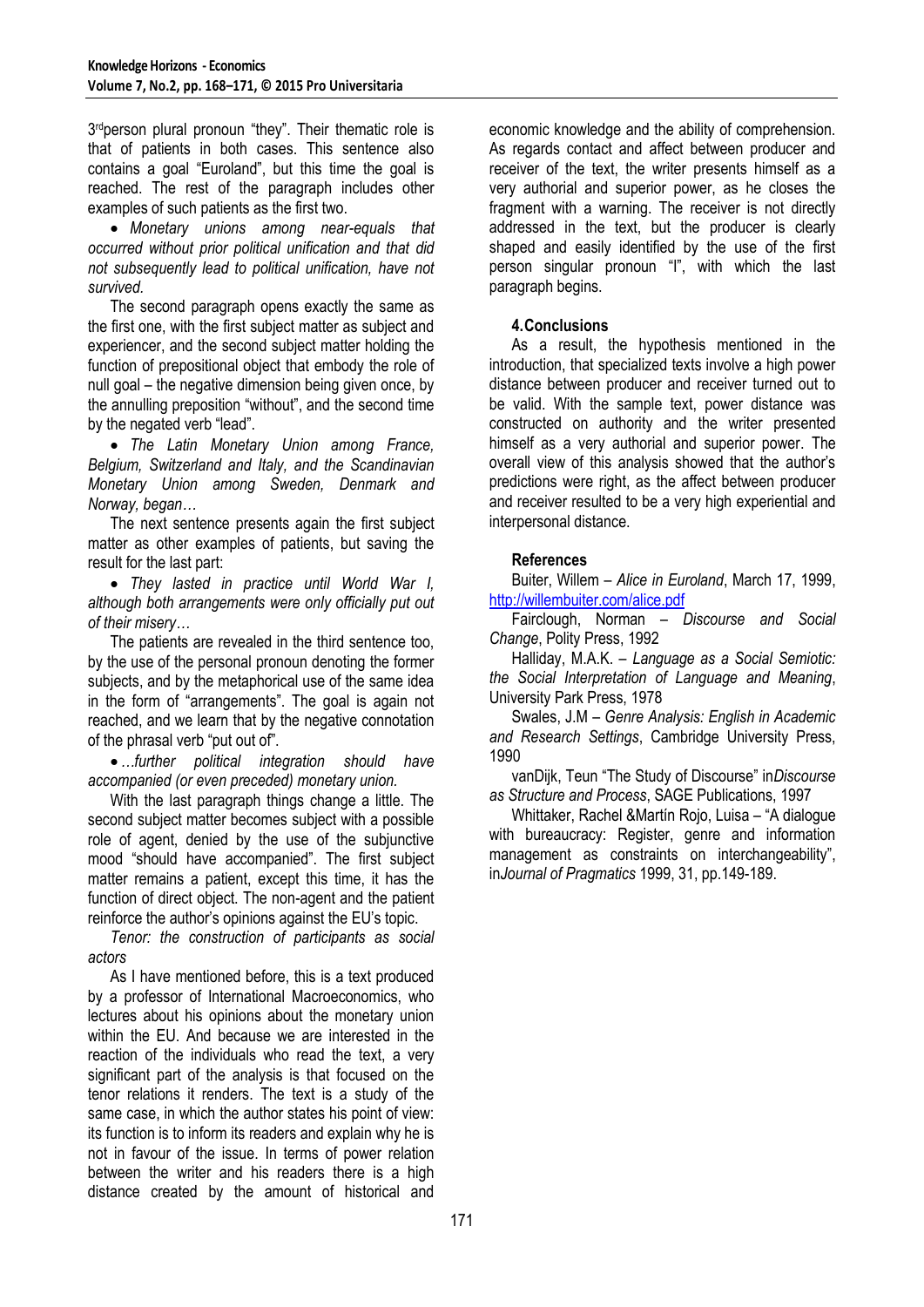3rdperson plural pronoun "they". Their thematic role is that of patients in both cases. This sentence also contains a goal "Euroland", but this time the goal is reached. The rest of the paragraph includes other examples of such patients as the first two.

- *Monetary unions among near-equals that occurred without prior political unification and that did not subsequently lead to political unification, have not survived.*

The second paragraph opens exactly the same as the first one, with the first subject matter as subject and experiencer, and the second subject matter holding the function of prepositional object that embody the role of null goal – the negative dimension being given once, by the annulling preposition "without", and the second time by the negated verb "lead".

- *The Latin Monetary Union among France, Belgium, Switzerland and Italy, and the Scandinavian Monetary Union among Sweden, Denmark and Norway, began…*

The next sentence presents again the first subject matter as other examples of patients, but saving the result for the last part:

- *They lasted in practice until World War I, although both arrangements were only officially put out of their misery…*

The patients are revealed in the third sentence too, by the use of the personal pronoun denoting the former subjects, and by the metaphorical use of the same idea in the form of "arrangements". The goal is again not reached, and we learn that by the negative connotation of the phrasal verb "put out of".

- *…further political integration should have accompanied (or even preceded) monetary union.*

With the last paragraph things change a little. The second subject matter becomes subject with a possible role of agent, denied by the use of the subjunctive mood "should have accompanied". The first subject matter remains a patient, except this time, it has the function of direct object. The non-agent and the patient reinforce the author's opinions against the EU's topic.

*Tenor: the construction of participants as social actors*

As I have mentioned before, this is a text produced by a professor of International Macroeconomics, who lectures about his opinions about the monetary union within the EU. And because we are interested in the reaction of the individuals who read the text, a very significant part of the analysis is that focused on the tenor relations it renders. The text is a study of the same case, in which the author states his point of view: its function is to inform its readers and explain why he is not in favour of the issue. In terms of power relation between the writer and his readers there is a high distance created by the amount of historical and economic knowledge and the ability of comprehension. As regards contact and affect between producer and receiver of the text, the writer presents himself as a very authorial and superior power, as he closes the fragment with a warning. The receiver is not directly addressed in the text, but the producer is clearly shaped and easily identified by the use of the first person singular pronoun "I", with which the last paragraph begins.

## 4.Conclusions

As a result, the hypothesis mentioned in the introduction, that specialized texts involve a high power distance between producer and receiver turned out to be valid. With the sample text, power distance was constructed on authority and the writer presented himself as a very authorial and superior power. The overall view of this analysis showed that the author's predictions were right, as the affect between producer and receiver resulted to be a very high experiential and interpersonal distance.

## References

Buiter, Willem – *Alice in Euroland*, March 17, 1999, http://willembuiter.com/alice.pdf

Fairclough, Norman – *Discourse and Social Change*, Polity Press, 1992

Halliday, M.A.K. – *Language as a Social Semiotic: the Social Interpretation of Language and Meaning*, University Park Press, 1978

Swales, J.M – *Genre Analysis: English in Academic and Research Settings*, Cambridge University Press, 1990

vanDijk, Teun "The Study of Discourse" in*Discourse as Structure and Process*, SAGE Publications, 1997

Whittaker, Rachel &Martín Rojo, Luisa – "A dialogue with bureaucracy: Register, genre and information management as constraints on interchangeability", in*Journal of Pragmatics* 1999, 31, pp.149-189.